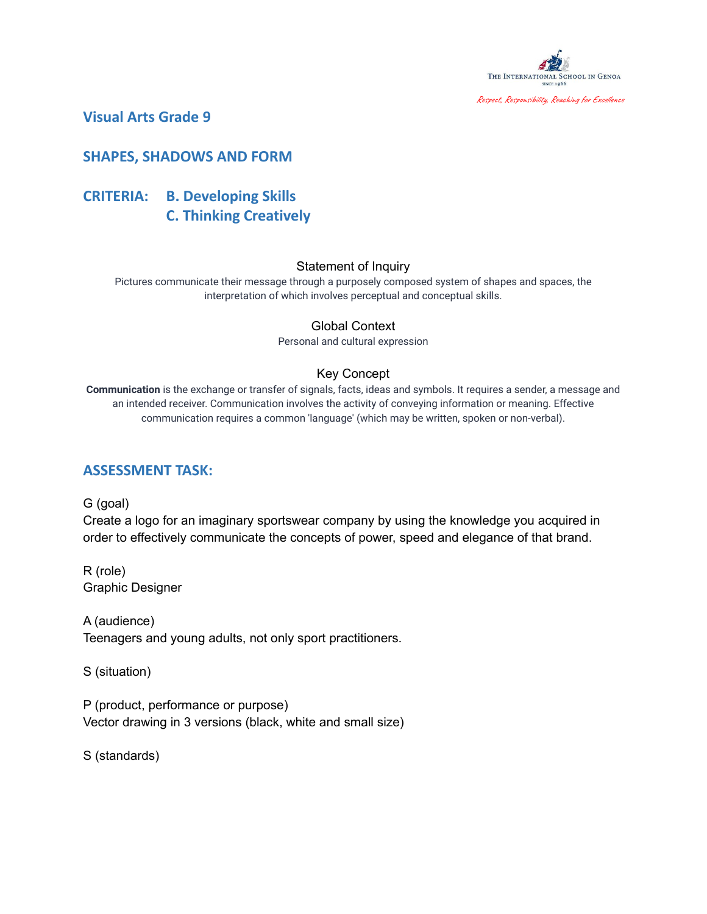The International School in Genoa
Since 1966
*Respect, Responsibility, Reaching for Excellence*

## Visual Arts Grade 9

## SHAPES, SHADOWS AND FORM

## CRITERIA: B. Developing Skills
## C. Thinking Creatively

Statement of Inquiry

Pictures communicate their message through a purposely composed system of shapes and spaces, the interpretation of which involves perceptual and conceptual skills.

Global Context

Personal and cultural expression

Key Concept

**Communication** is the exchange or transfer of signals, facts, ideas and symbols. It requires a sender, a message and an intended receiver. Communication involves the activity of conveying information or meaning. Effective communication requires a common 'language' (which may be written, spoken or non-verbal).

## ASSESSMENT TASK:

G (goal)
Create a logo for an imaginary sportswear company by using the knowledge you acquired in order to effectively communicate the concepts of power, speed and elegance of that brand.

R (role)
Graphic Designer

A (audience)
Teenagers and young adults, not only sport practitioners.

S (situation)

P (product, performance or purpose)
Vector drawing in 3 versions (black, white and small size)

S (standards)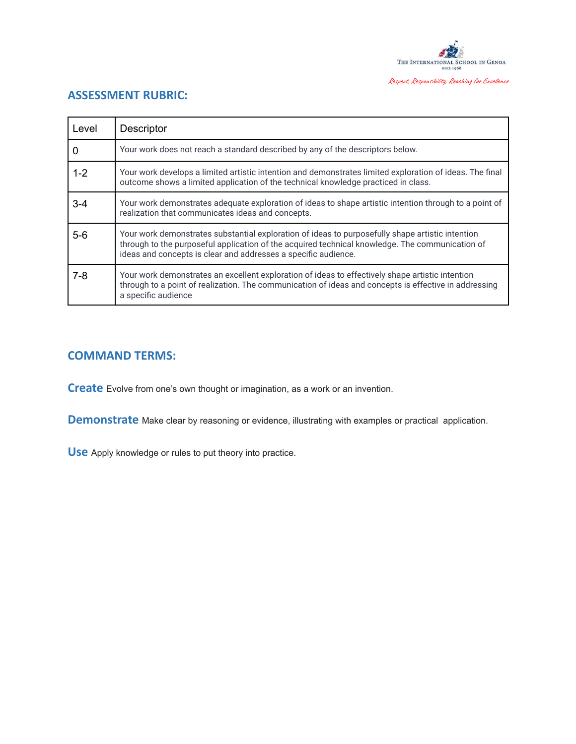## ASSESSMENT RUBRIC:

| Level | Descriptor |
|---|---|
| 0 | Your work does not reach a standard described by any of the descriptors below. |
| 1-2 | Your work develops a limited artistic intention and demonstrates limited exploration of ideas. The final outcome shows a limited application of the technical knowledge practiced in class. |
| 3-4 | Your work demonstrates adequate exploration of ideas to shape artistic intention through to a point of realization that communicates ideas and concepts. |
| 5-6 | Your work demonstrates substantial exploration of ideas to purposefully shape artistic intention through to the purposeful application of the acquired technical knowledge. The communication of ideas and concepts is clear and addresses a specific audience. |
| 7-8 | Your work demonstrates an excellent exploration of ideas to effectively shape artistic intention through to a point of realization. The communication of ideas and concepts is effective in addressing a specific audience |

## COMMAND TERMS:

**Create** Evolve from one's own thought or imagination, as a work or an invention.

**Demonstrate** Make clear by reasoning or evidence, illustrating with examples or practical application.

**Use** Apply knowledge or rules to put theory into practice.